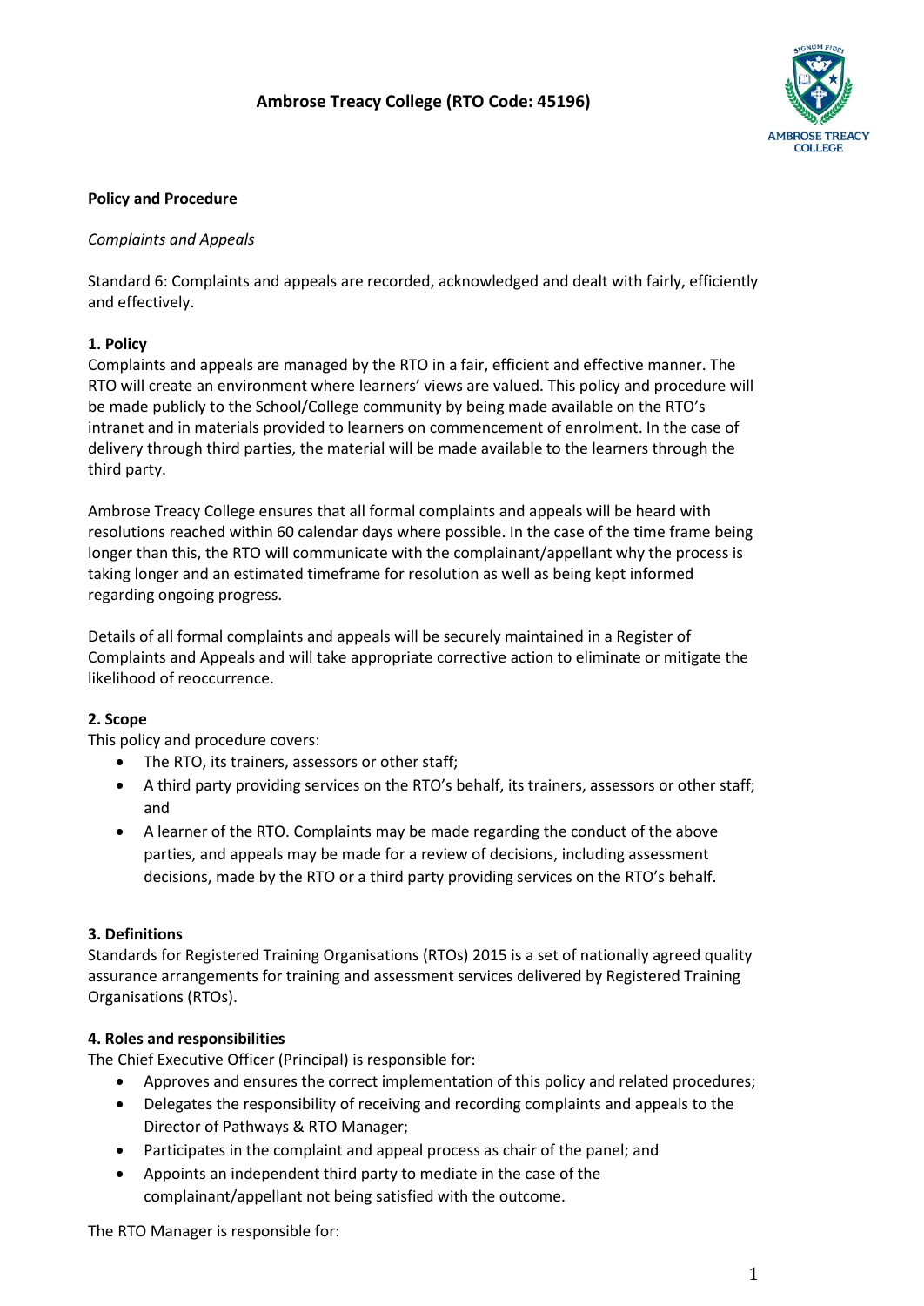# Ambrose Treacy College (RTO Code: 45196)

**Policy and Procedure**

*Complaints and Appeals*

Standard 6: Complaints and appeals are recorded, acknowledged and dealt with fairly, efficiently and effectively.

## 1. Policy

Complaints and appeals are managed by the RTO in a fair, efficient and effective manner. The RTO will create an environment where learners' views are valued. This policy and procedure will be made publicly to the School/College community by being made available on the RTO's intranet and in materials provided to learners on commencement of enrolment. In the case of delivery through third parties, the material will be made available to the learners through the third party.

Ambrose Treacy College ensures that all formal complaints and appeals will be heard with resolutions reached within 60 calendar days where possible. In the case of the time frame being longer than this, the RTO will communicate with the complainant/appellant why the process is taking longer and an estimated timeframe for resolution as well as being kept informed regarding ongoing progress.

Details of all formal complaints and appeals will be securely maintained in a Register of Complaints and Appeals and will take appropriate corrective action to eliminate or mitigate the likelihood of reoccurrence.

## 2. Scope

This policy and procedure covers:

- The RTO, its trainers, assessors or other staff;
- A third party providing services on the RTO's behalf, its trainers, assessors or other staff; and
- A learner of the RTO. Complaints may be made regarding the conduct of the above parties, and appeals may be made for a review of decisions, including assessment decisions, made by the RTO or a third party providing services on the RTO's behalf.

## 3. Definitions

Standards for Registered Training Organisations (RTOs) 2015 is a set of nationally agreed quality assurance arrangements for training and assessment services delivered by Registered Training Organisations (RTOs).

## 4. Roles and responsibilities

The Chief Executive Officer (Principal) is responsible for:

- Approves and ensures the correct implementation of this policy and related procedures;
- Delegates the responsibility of receiving and recording complaints and appeals to the Director of Pathways & RTO Manager;
- Participates in the complaint and appeal process as chair of the panel; and
- Appoints an independent third party to mediate in the case of the complainant/appellant not being satisfied with the outcome.

The RTO Manager is responsible for: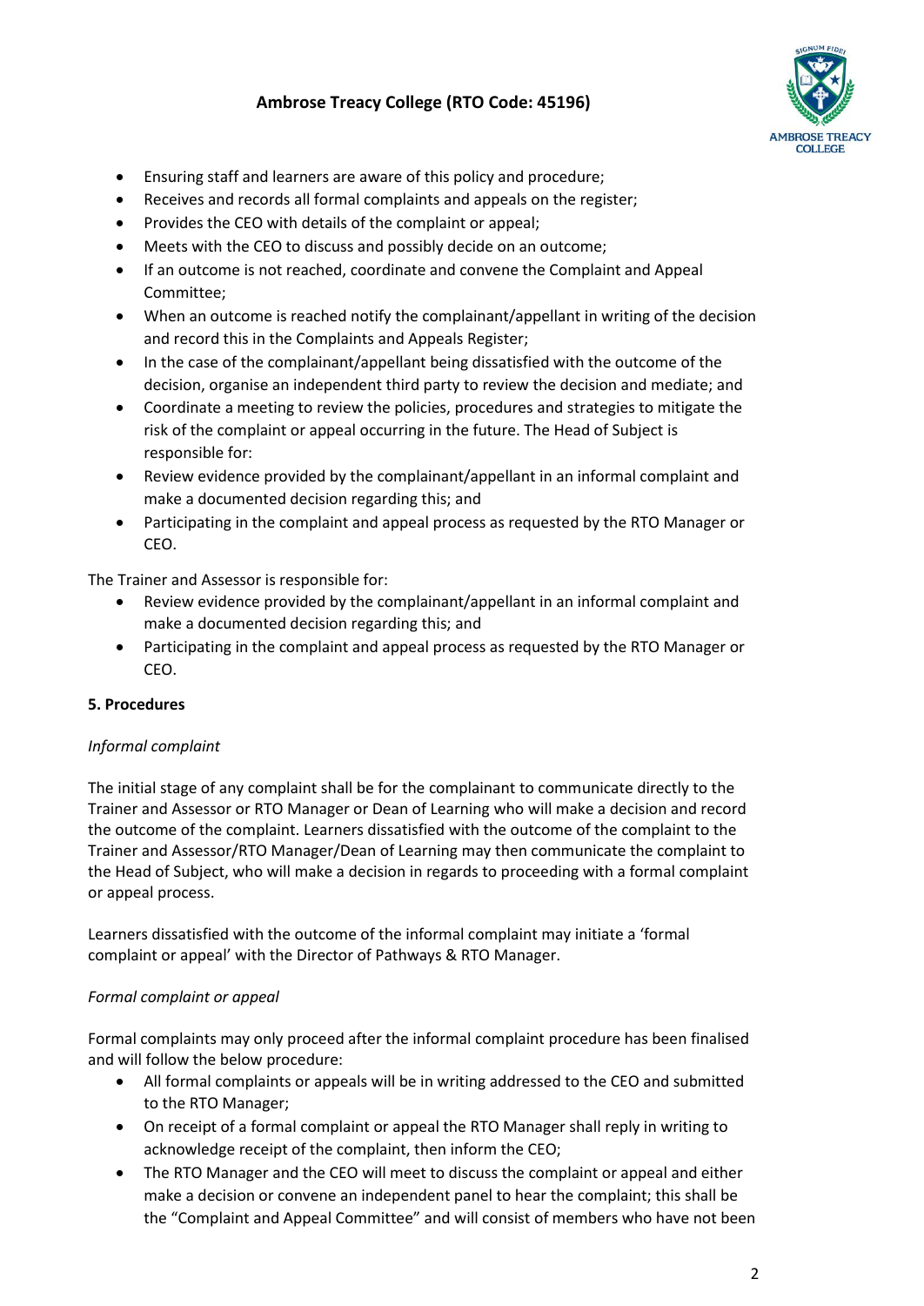- Ensuring staff and learners are aware of this policy and procedure;
- Receives and records all formal complaints and appeals on the register;
- Provides the CEO with details of the complaint or appeal;
- Meets with the CEO to discuss and possibly decide on an outcome;
- If an outcome is not reached, coordinate and convene the Complaint and Appeal Committee;
- When an outcome is reached notify the complainant/appellant in writing of the decision and record this in the Complaints and Appeals Register;
- In the case of the complainant/appellant being dissatisfied with the outcome of the decision, organise an independent third party to review the decision and mediate; and
- Coordinate a meeting to review the policies, procedures and strategies to mitigate the risk of the complaint or appeal occurring in the future. The Head of Subject is responsible for:
- Review evidence provided by the complainant/appellant in an informal complaint and make a documented decision regarding this; and
- Participating in the complaint and appeal process as requested by the RTO Manager or CEO.

The Trainer and Assessor is responsible for:

- Review evidence provided by the complainant/appellant in an informal complaint and make a documented decision regarding this; and
- Participating in the complaint and appeal process as requested by the RTO Manager or CEO.

**5. Procedures**

*Informal complaint*

The initial stage of any complaint shall be for the complainant to communicate directly to the Trainer and Assessor or RTO Manager or Dean of Learning who will make a decision and record the outcome of the complaint. Learners dissatisfied with the outcome of the complaint to the Trainer and Assessor/RTO Manager/Dean of Learning may then communicate the complaint to the Head of Subject, who will make a decision in regards to proceeding with a formal complaint or appeal process.

Learners dissatisfied with the outcome of the informal complaint may initiate a 'formal complaint or appeal' with the Director of Pathways & RTO Manager.

*Formal complaint or appeal*

Formal complaints may only proceed after the informal complaint procedure has been finalised and will follow the below procedure:

- All formal complaints or appeals will be in writing addressed to the CEO and submitted to the RTO Manager;
- On receipt of a formal complaint or appeal the RTO Manager shall reply in writing to acknowledge receipt of the complaint, then inform the CEO;
- The RTO Manager and the CEO will meet to discuss the complaint or appeal and either make a decision or convene an independent panel to hear the complaint; this shall be the "Complaint and Appeal Committee" and will consist of members who have not been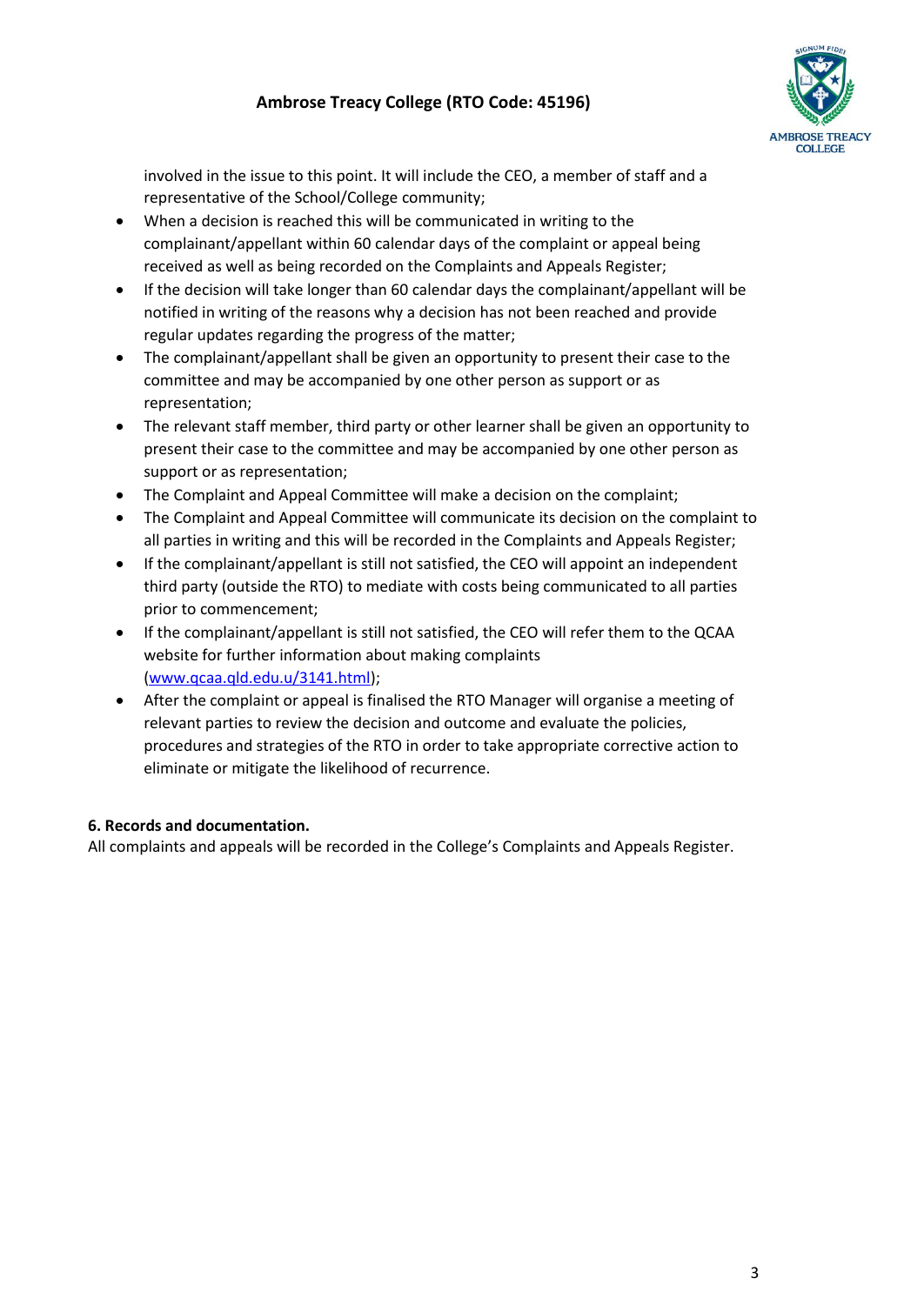involved in the issue to this point. It will include the CEO, a member of staff and a representative of the School/College community;

- When a decision is reached this will be communicated in writing to the complainant/appellant within 60 calendar days of the complaint or appeal being received as well as being recorded on the Complaints and Appeals Register;
- If the decision will take longer than 60 calendar days the complainant/appellant will be notified in writing of the reasons why a decision has not been reached and provide regular updates regarding the progress of the matter;
- The complainant/appellant shall be given an opportunity to present their case to the committee and may be accompanied by one other person as support or as representation;
- The relevant staff member, third party or other learner shall be given an opportunity to present their case to the committee and may be accompanied by one other person as support or as representation;
- The Complaint and Appeal Committee will make a decision on the complaint;
- The Complaint and Appeal Committee will communicate its decision on the complaint to all parties in writing and this will be recorded in the Complaints and Appeals Register;
- If the complainant/appellant is still not satisfied, the CEO will appoint an independent third party (outside the RTO) to mediate with costs being communicated to all parties prior to commencement;
- If the complainant/appellant is still not satisfied, the CEO will refer them to the QCAA website for further information about making complaints ([www.qcaa.qld.edu.u/3141.html](www.qcaa.qld.edu.u/3141.html));
- After the complaint or appeal is finalised the RTO Manager will organise a meeting of relevant parties to review the decision and outcome and evaluate the policies, procedures and strategies of the RTO in order to take appropriate corrective action to eliminate or mitigate the likelihood of recurrence.

**6. Records and documentation.**

All complaints and appeals will be recorded in the College's Complaints and Appeals Register.